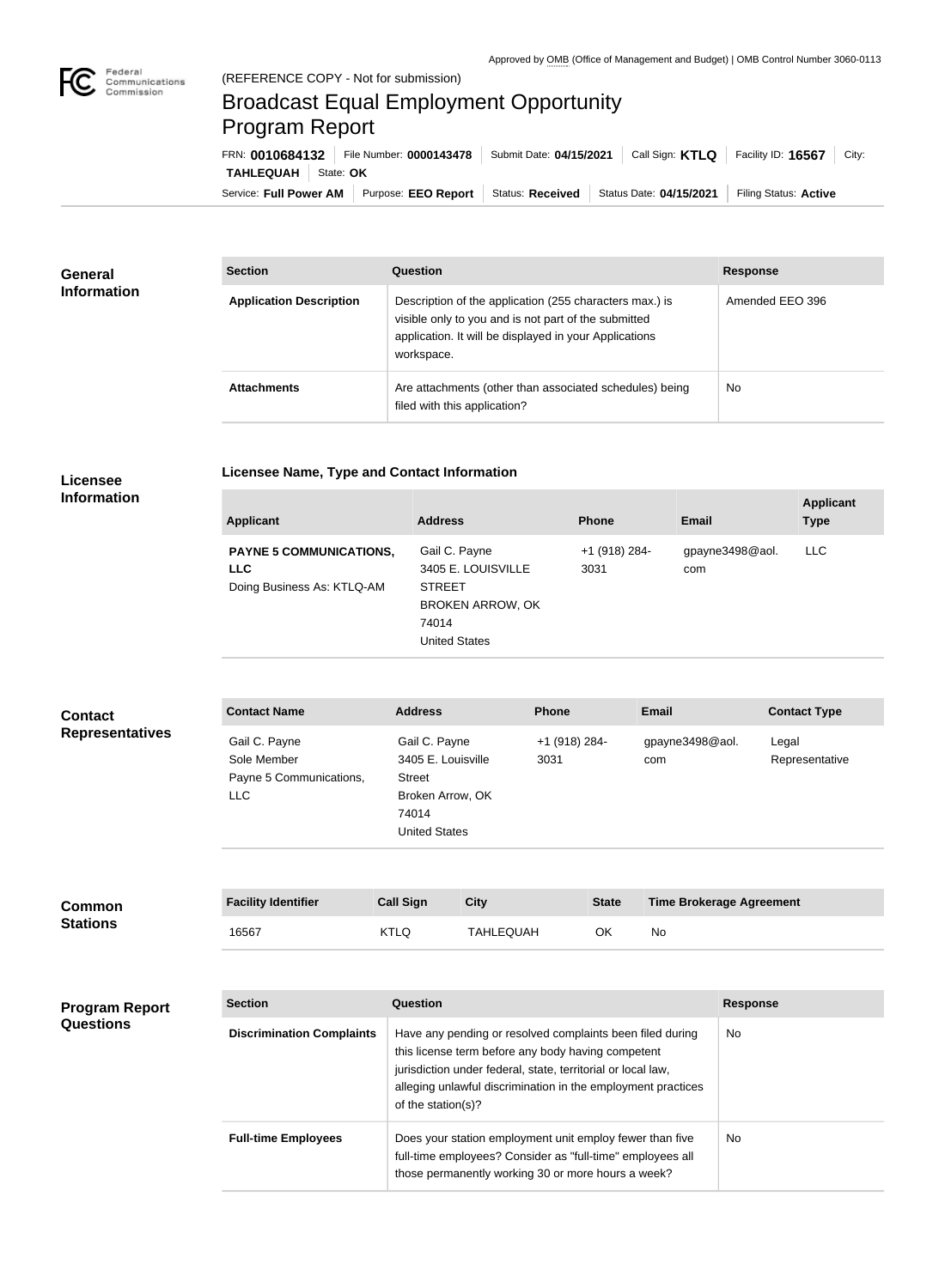Approved by OMB (Office of Management and Budget) | OMB Control Number 3060-0113

(REFERENCE COPY - Not for submission)

# Broadcast Equal Employment Opportunity Program Report

FRN: **0010684132** | File Number: **0000143478** | Submit Date: **04/15/2021** | Call Sign: **KTLQ** | Facility ID: **16567** | City: **TAHLEQUAH** | State: **OK**

Service: **Full Power AM** | Purpose: **EEO Report** | Status: **Received** | Status Date: **04/15/2021** | Filing Status: **Active**

## General Information

| Section | Question | Response |
| --- | --- | --- |
| **Application Description** | Description of the application (255 characters max.) is visible only to you and is not part of the submitted application. It will be displayed in your Applications workspace. | Amended EEO 396 |
| **Attachments** | Are attachments (other than associated schedules) being filed with this application? | No |

## Licensee Information

**Licensee Name, Type and Contact Information**

| Applicant | Address | Phone | Email | Applicant Type |
| --- | --- | --- | --- | --- |
| **PAYNE 5 COMMUNICATIONS, LLC** Doing Business As: KTLQ-AM | Gail C. Payne 3405 E. LOUISVILLE STREET BROKEN ARROW, OK 74014 United States | +1 (918) 284-3031 | gpayne3498@aol.com | LLC |

## Contact Representatives

| Contact Name | Address | Phone | Email | Contact Type |
| --- | --- | --- | --- | --- |
| Gail C. Payne Sole Member Payne 5 Communications, LLC | Gail C. Payne 3405 E. Louisville Street Broken Arrow, OK 74014 United States | +1 (918) 284-3031 | gpayne3498@aol.com | Legal Representative |

## Common Stations

| Facility Identifier | Call Sign | City | State | Time Brokerage Agreement |
| --- | --- | --- | --- | --- |
| 16567 | KTLQ | TAHLEQUAH | OK | No |

## Program Report Questions

| Section | Question | Response |
| --- | --- | --- |
| **Discrimination Complaints** | Have any pending or resolved complaints been filed during this license term before any body having competent jurisdiction under federal, state, territorial or local law, alleging unlawful discrimination in the employment practices of the station(s)? | No |
| **Full-time Employees** | Does your station employment unit employ fewer than five full-time employees? Consider as "full-time" employees all those permanently working 30 or more hours a week? | No |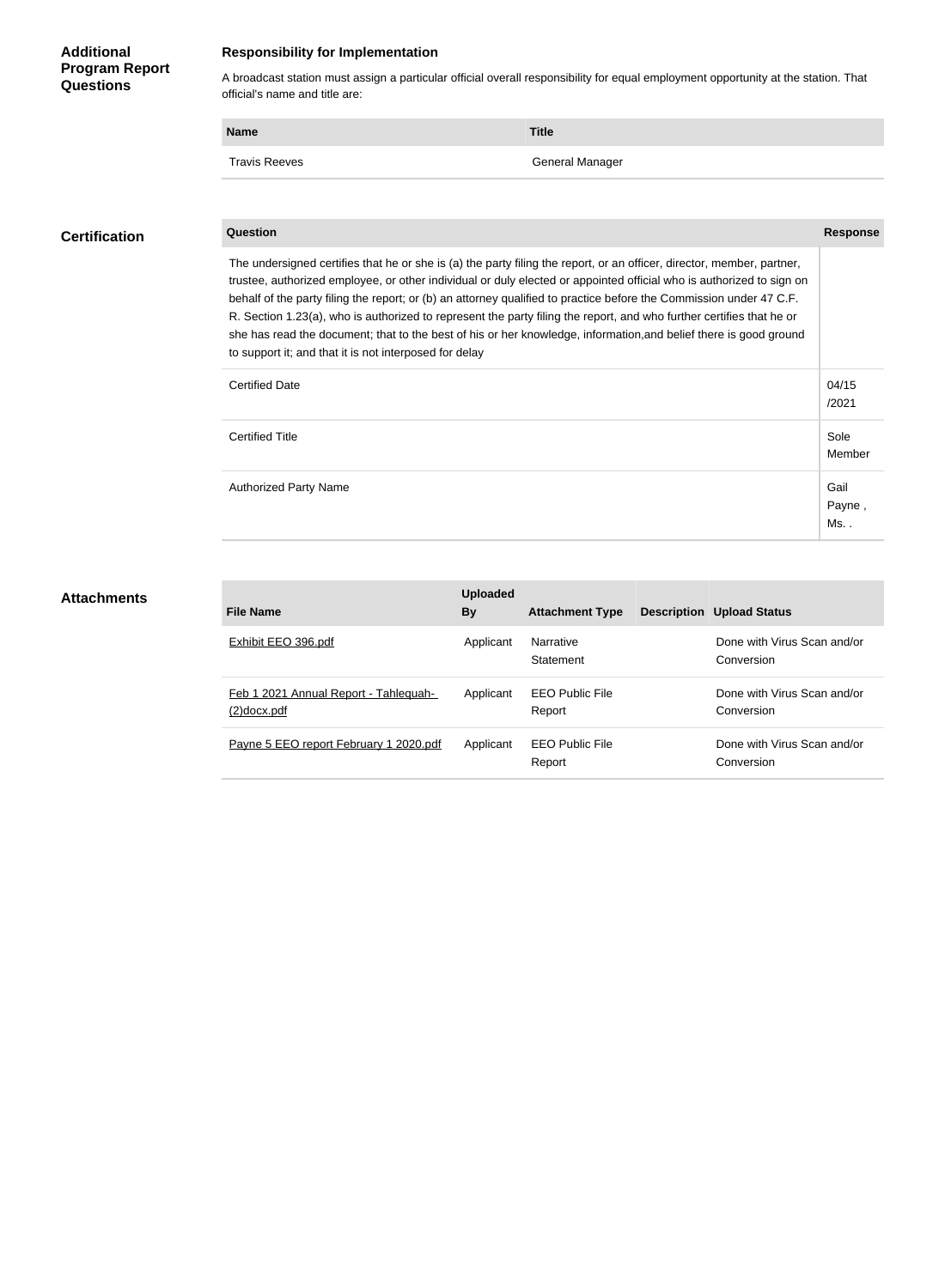## Additional Program Report Questions

**Responsibility for Implementation**

A broadcast station must assign a particular official overall responsibility for equal employment opportunity at the station. That official's name and title are:

| Name | Title |
| --- | --- |
| Travis Reeves | General Manager |

## Certification

| Question | Response |
| --- | --- |
| The undersigned certifies that he or she is (a) the party filing the report, or an officer, director, member, partner, trustee, authorized employee, or other individual or duly elected or appointed official who is authorized to sign on behalf of the party filing the report; or (b) an attorney qualified to practice before the Commission under 47 C.F. R. Section 1.23(a), who is authorized to represent the party filing the report, and who further certifies that he or she has read the document; that to the best of his or her knowledge, information,and belief there is good ground to support it; and that it is not interposed for delay | |
| Certified Date | 04/15/2021 |
| Certified Title | Sole Member |
| Authorized Party Name | Gail Payne , Ms. . |

## Attachments

| File Name | Uploaded By | Attachment Type | Description | Upload Status |
| --- | --- | --- | --- | --- |
| Exhibit EEO 396.pdf | Applicant | Narrative Statement | | Done with Virus Scan and/or Conversion |
| Feb 1 2021 Annual Report - Tahlequah-(2)docx.pdf | Applicant | EEO Public File Report | | Done with Virus Scan and/or Conversion |
| Payne 5 EEO report February 1 2020.pdf | Applicant | EEO Public File Report | | Done with Virus Scan and/or Conversion |